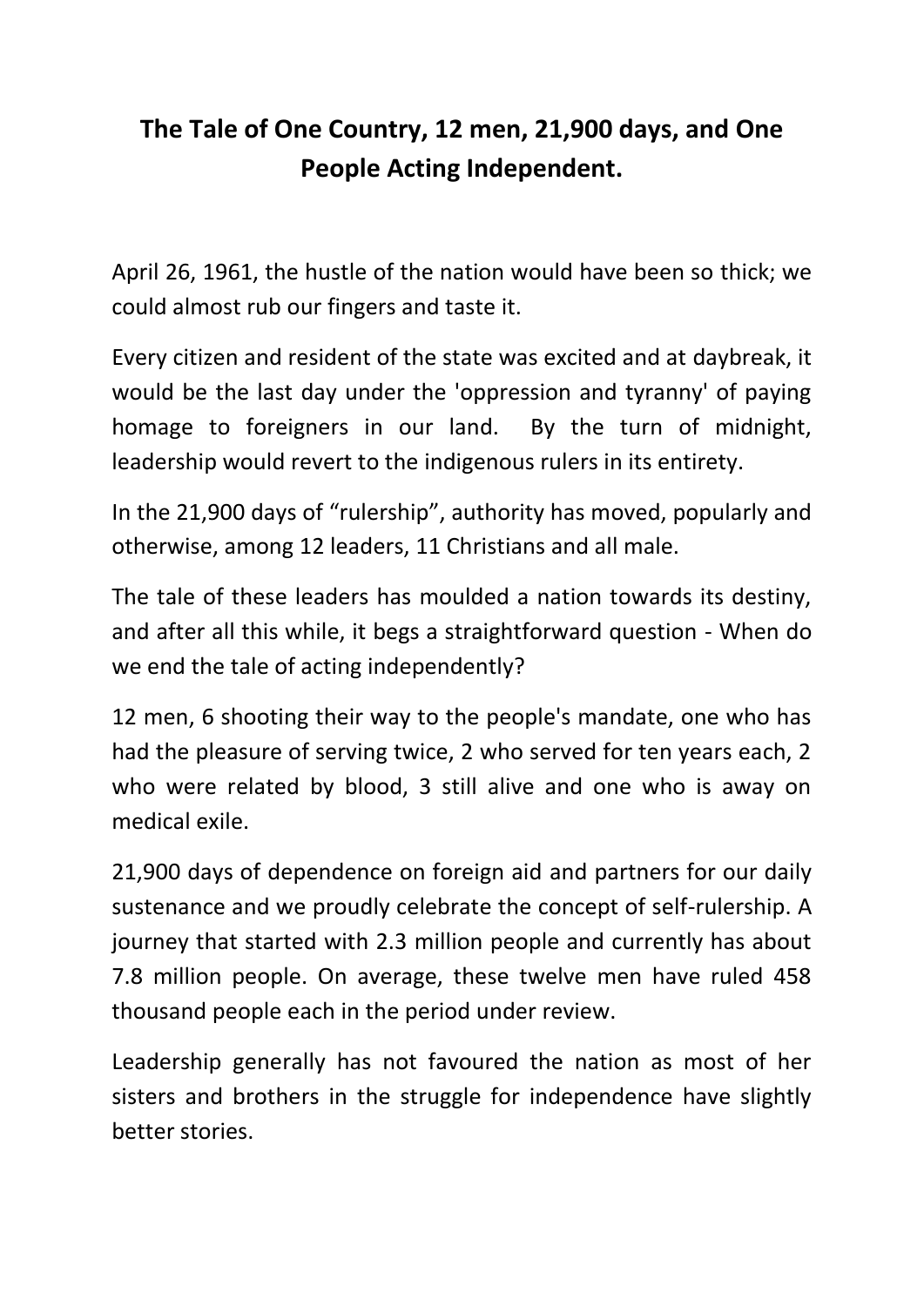# The Tale of One Country, 12 men, 21,900 days, and One People Acting Independent.

April 26, 1961, the hustle of the nation would have been so thick; we could almost rub our fingers and taste it.

Every citizen and resident of the state was excited and at daybreak, it would be the last day under the 'oppression and tyranny' of paying homage to foreigners in our land. By the turn of midnight, leadership would revert to the indigenous rulers in its entirety.

In the 21,900 days of "rulership", authority has moved, popularly and otherwise, among 12 leaders, 11 Christians and all male.

The tale of these leaders has moulded a nation towards its destiny, and after all this while, it begs a straightforward question - When do we end the tale of acting independently?

12 men, 6 shooting their way to the people's mandate, one who has had the pleasure of serving twice, 2 who served for ten years each, 2 who were related by blood, 3 still alive and one who is away on medical exile.

21,900 days of dependence on foreign aid and partners for our daily sustenance and we proudly celebrate the concept of self-rulership. A journey that started with 2.3 million people and currently has about 7.8 million people. On average, these twelve men have ruled 458 thousand people each in the period under review.

Leadership generally has not favoured the nation as most of her sisters and brothers in the struggle for independence have slightly better stories.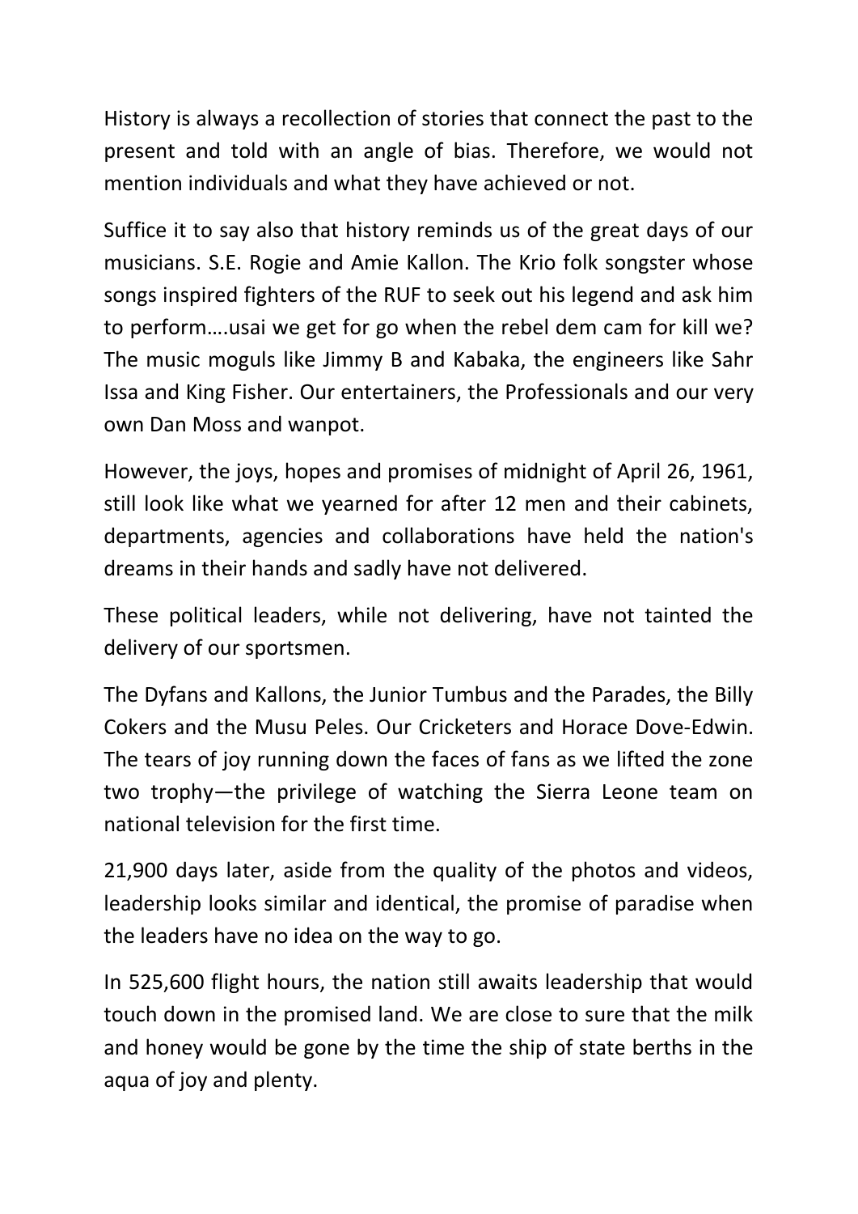History is always a recollection of stories that connect the past to the present and told with an angle of bias. Therefore, we would not mention individuals and what they have achieved or not.

Suffice it to say also that history reminds us of the great days of our musicians. S.E. Rogie and Amie Kallon. The Krio folk songster whose songs inspired fighters of the RUF to seek out his legend and ask him to perform….usai we get for go when the rebel dem cam for kill we? The music moguls like Jimmy B and Kabaka, the engineers like Sahr Issa and King Fisher. Our entertainers, the Professionals and our very own Dan Moss and wanpot.

However, the joys, hopes and promises of midnight of April 26, 1961, still look like what we yearned for after 12 men and their cabinets, departments, agencies and collaborations have held the nation's dreams in their hands and sadly have not delivered.

These political leaders, while not delivering, have not tainted the delivery of our sportsmen.

The Dyfans and Kallons, the Junior Tumbus and the Parades, the Billy Cokers and the Musu Peles. Our Cricketers and Horace Dove-Edwin. The tears of joy running down the faces of fans as we lifted the zone two trophy—the privilege of watching the Sierra Leone team on national television for the first time.

21,900 days later, aside from the quality of the photos and videos, leadership looks similar and identical, the promise of paradise when the leaders have no idea on the way to go.

In 525,600 flight hours, the nation still awaits leadership that would touch down in the promised land. We are close to sure that the milk and honey would be gone by the time the ship of state berths in the aqua of joy and plenty.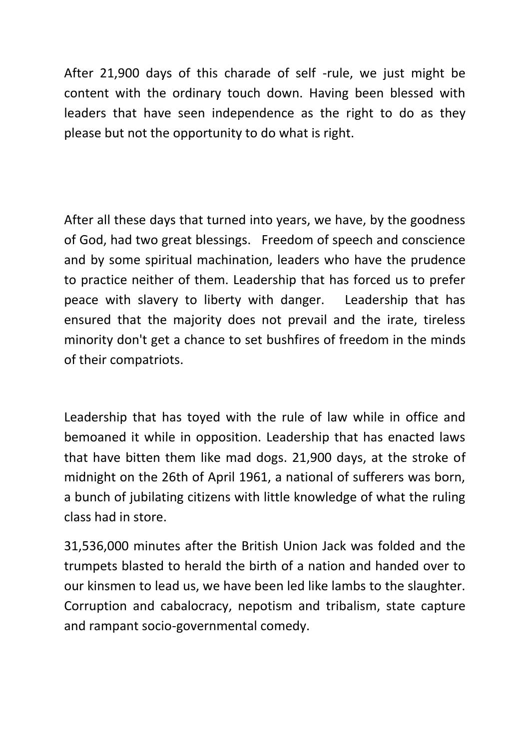After 21,900 days of this charade of self -rule, we just might be content with the ordinary touch down. Having been blessed with leaders that have seen independence as the right to do as they please but not the opportunity to do what is right.

After all these days that turned into years, we have, by the goodness of God, had two great blessings. Freedom of speech and conscience and by some spiritual machination, leaders who have the prudence to practice neither of them. Leadership that has forced us to prefer peace with slavery to liberty with danger. Leadership that has ensured that the majority does not prevail and the irate, tireless minority don't get a chance to set bushfires of freedom in the minds of their compatriots.

Leadership that has toyed with the rule of law while in office and bemoaned it while in opposition. Leadership that has enacted laws that have bitten them like mad dogs. 21,900 days, at the stroke of midnight on the 26th of April 1961, a national of sufferers was born, a bunch of jubilating citizens with little knowledge of what the ruling class had in store.

31,536,000 minutes after the British Union Jack was folded and the trumpets blasted to herald the birth of a nation and handed over to our kinsmen to lead us, we have been led like lambs to the slaughter. Corruption and cabalocracy, nepotism and tribalism, state capture and rampant socio-governmental comedy.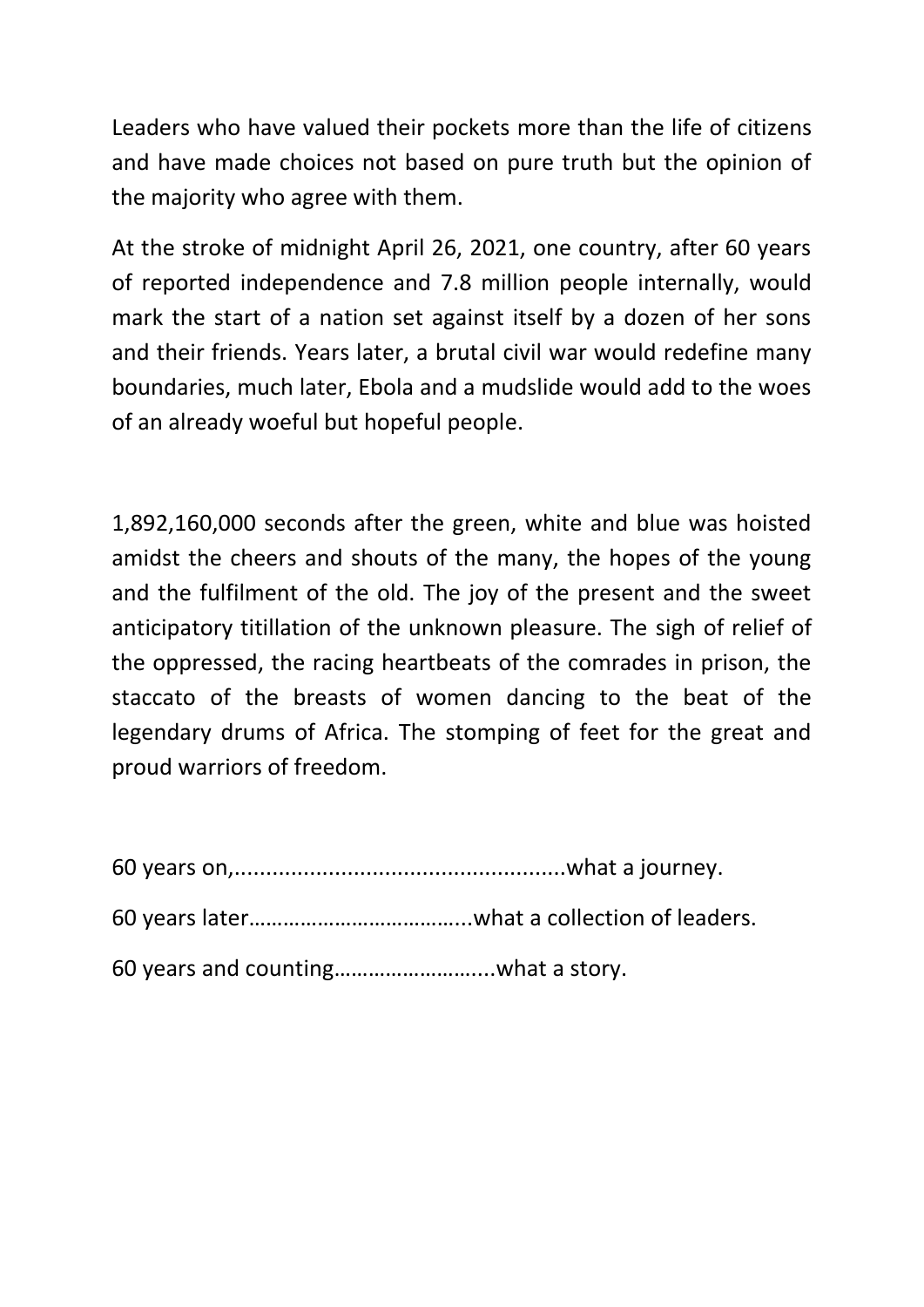Leaders who have valued their pockets more than the life of citizens and have made choices not based on pure truth but the opinion of the majority who agree with them.

At the stroke of midnight April 26, 2021, one country, after 60 years of reported independence and 7.8 million people internally, would mark the start of a nation set against itself by a dozen of her sons and their friends. Years later, a brutal civil war would redefine many boundaries, much later, Ebola and a mudslide would add to the woes of an already woeful but hopeful people.

1,892,160,000 seconds after the green, white and blue was hoisted amidst the cheers and shouts of the many, the hopes of the young and the fulfilment of the old. The joy of the present and the sweet anticipatory titillation of the unknown pleasure. The sigh of relief of the oppressed, the racing heartbeats of the comrades in prison, the staccato of the breasts of women dancing to the beat of the legendary drums of Africa. The stomping of feet for the great and proud warriors of freedom.

60 years on,.....................................................what a journey.

60 years later………………………………...what a collection of leaders.

60 years and counting……………………...what a story.